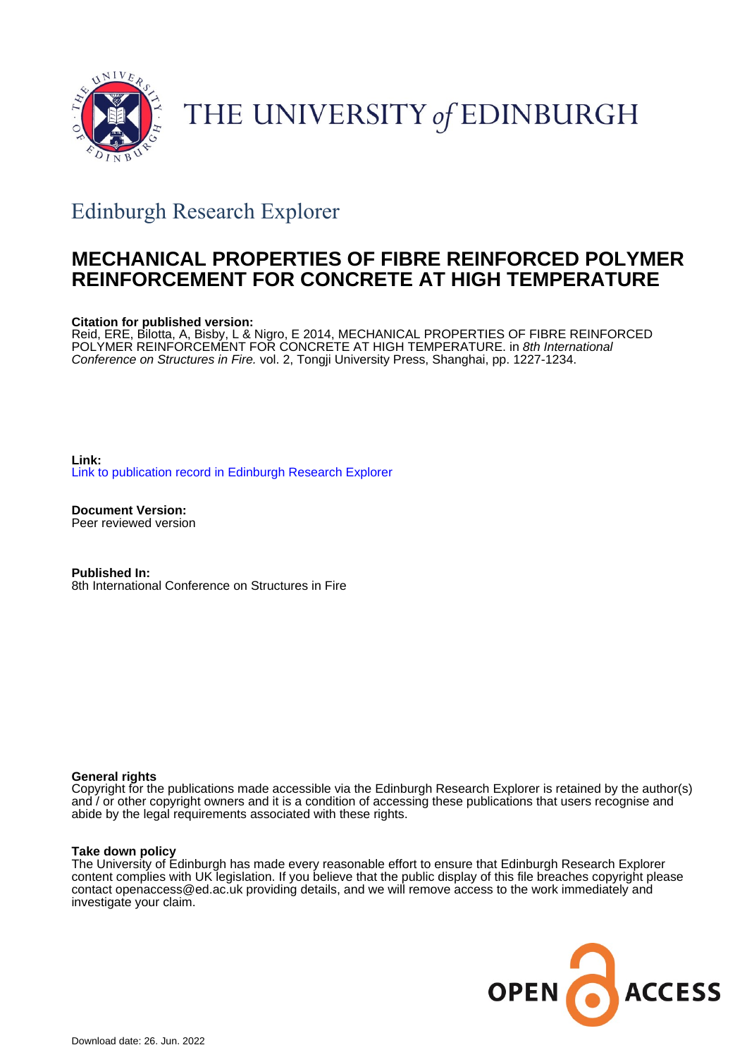THE UNIVERSITY of EDINBURGH

## Edinburgh Research Explorer

# MECHANICAL PROPERTIES OF FIBRE REINFORCED POLYMER REINFORCEMENT FOR CONCRETE AT HIGH TEMPERATURE

**Citation for published version:**
Reid, ERE, Bilotta, A, Bisby, L & Nigro, E 2014, MECHANICAL PROPERTIES OF FIBRE REINFORCED POLYMER REINFORCEMENT FOR CONCRETE AT HIGH TEMPERATURE. in *8th International Conference on Structures in Fire.* vol. 2, Tongji University Press, Shanghai, pp. 1227-1234.

**Link:**
Link to publication record in Edinburgh Research Explorer

**Document Version:**
Peer reviewed version

**Published In:**
8th International Conference on Structures in Fire

**General rights**
Copyright for the publications made accessible via the Edinburgh Research Explorer is retained by the author(s) and / or other copyright owners and it is a condition of accessing these publications that users recognise and abide by the legal requirements associated with these rights.

**Take down policy**
The University of Edinburgh has made every reasonable effort to ensure that Edinburgh Research Explorer content complies with UK legislation. If you believe that the public display of this file breaches copyright please contact openaccess@ed.ac.uk providing details, and we will remove access to the work immediately and investigate your claim.

OPEN ACCESS

Download date: 26. Jun. 2022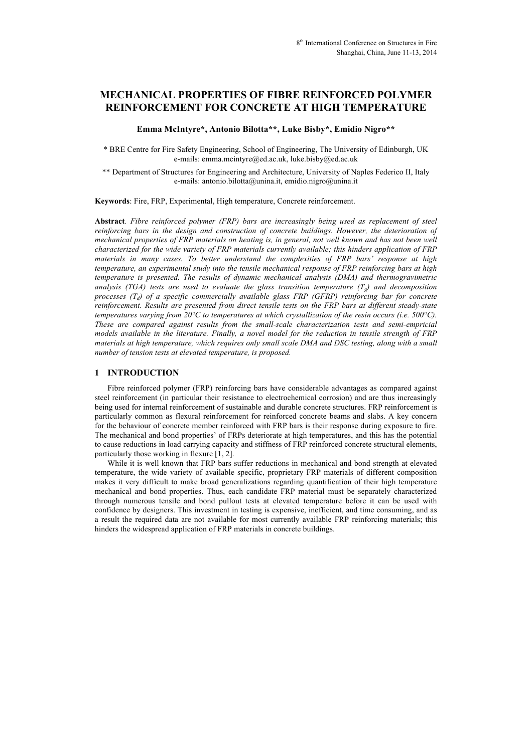# MECHANICAL PROPERTIES OF FIBRE REINFORCED POLYMER REINFORCEMENT FOR CONCRETE AT HIGH TEMPERATURE

**Emma McIntyre\*, Antonio Bilotta\*\*, Luke Bisby\*, Emidio Nigro\*\***

\* BRE Centre for Fire Safety Engineering, School of Engineering, The University of Edinburgh, UK
e-mails: emma.mcintyre@ed.ac.uk, luke.bisby@ed.ac.uk

\*\* Department of Structures for Engineering and Architecture, University of Naples Federico II, Italy
e-mails: antonio.bilotta@unina.it, emidio.nigro@unina.it

**Keywords**: Fire, FRP, Experimental, High temperature, Concrete reinforcement.

**Abstract**. *Fibre reinforced polymer (FRP) bars are increasingly being used as replacement of steel reinforcing bars in the design and construction of concrete buildings. However, the deterioration of mechanical properties of FRP materials on heating is, in general, not well known and has not been well characterized for the wide variety of FRP materials currently available; this hinders application of FRP materials in many cases. To better understand the complexities of FRP bars' response at high temperature, an experimental study into the tensile mechanical response of FRP reinforcing bars at high temperature is presented. The results of dynamic mechanical analysis (DMA) and thermogravimetric analysis (TGA) tests are used to evaluate the glass transition temperature ($T_g$) and decomposition processes ($T_d$) of a specific commercially available glass FRP (GFRP) reinforcing bar for concrete reinforcement. Results are presented from direct tensile tests on the FRP bars at different steady-state temperatures varying from 20°C to temperatures at which crystallization of the resin occurs (i.e. 500°C). These are compared against results from the small-scale characterization tests and semi-empricial models available in the literature. Finally, a novel model for the reduction in tensile strength of FRP materials at high temperature, which requires only small scale DMA and DSC testing, along with a small number of tension tests at elevated temperature, is proposed.*

## 1 INTRODUCTION

Fibre reinforced polymer (FRP) reinforcing bars have considerable advantages as compared against steel reinforcement (in particular their resistance to electrochemical corrosion) and are thus increasingly being used for internal reinforcement of sustainable and durable concrete structures. FRP reinforcement is particularly common as flexural reinforcement for reinforced concrete beams and slabs. A key concern for the behaviour of concrete member reinforced with FRP bars is their response during exposure to fire. The mechanical and bond properties' of FRPs deteriorate at high temperatures, and this has the potential to cause reductions in load carrying capacity and stiffness of FRP reinforced concrete structural elements, particularly those working in flexure [1, 2].

While it is well known that FRP bars suffer reductions in mechanical and bond strength at elevated temperature, the wide variety of available specific, proprietary FRP materials of different composition makes it very difficult to make broad generalizations regarding quantification of their high temperature mechanical and bond properties. Thus, each candidate FRP material must be separately characterized through numerous tensile and bond pullout tests at elevated temperature before it can be used with confidence by designers. This investment in testing is expensive, inefficient, and time consuming, and as a result the required data are not available for most currently available FRP reinforcing materials; this hinders the widespread application of FRP materials in concrete buildings.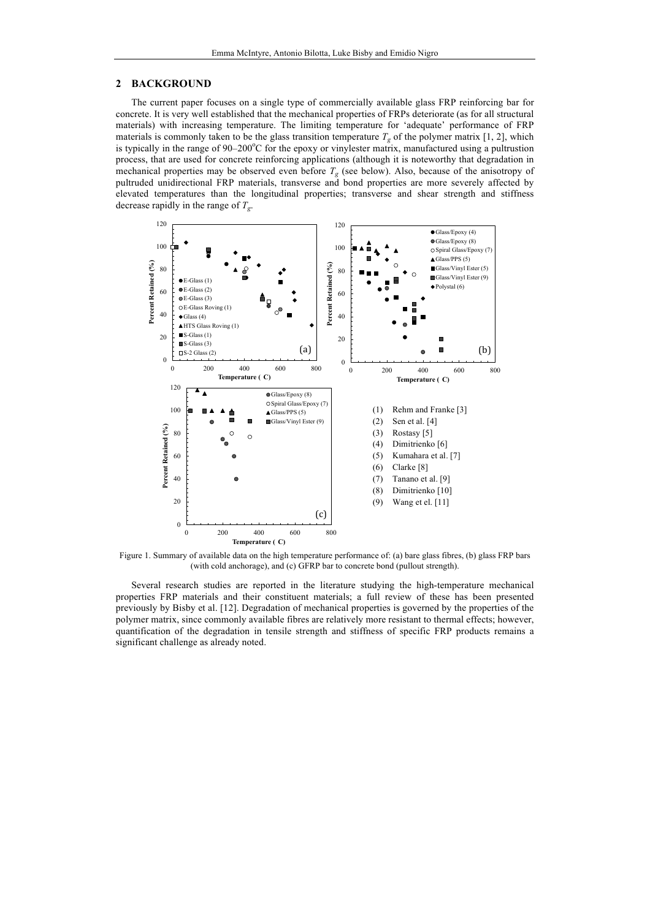## 2 BACKGROUND

The current paper focuses on a single type of commercially available glass FRP reinforcing bar for concrete. It is very well established that the mechanical properties of FRPs deteriorate (as for all structural materials) with increasing temperature. The limiting temperature for 'adequate' performance of FRP materials is commonly taken to be the glass transition temperature $T_g$ of the polymer matrix [1, 2], which is typically in the range of 90–200°C for the epoxy or vinylester matrix, manufactured using a pultrustion process, that are used for concrete reinforcing applications (although it is noteworthy that degradation in mechanical properties may be observed even before $T_g$ (see below). Also, because of the anisotropy of pultruded unidirectional FRP materials, transverse and bond properties are more severely affected by elevated temperatures than the longitudinal properties; transverse and shear strength and stiffness decrease rapidly in the range of $T_g$.

(1) Rehm and Franke [3]
(2) Sen et al. [4]
(3) Rostasy [5]
(4) Dimitrienko [6]
(5) Kumahara et al. [7]
(6) Clarke [8]
(7) Tanano et al. [9]
(8) Dimitrienko [10]
(9) Wang et el. [11]

Figure 1. Summary of available data on the high temperature performance of: (a) bare glass fibres, (b) glass FRP bars (with cold anchorage), and (c) GFRP bar to concrete bond (pullout strength).

Several research studies are reported in the literature studying the high-temperature mechanical properties FRP materials and their constituent materials; a full review of these has been presented previously by Bisby et al. [12]. Degradation of mechanical properties is governed by the properties of the polymer matrix, since commonly available fibres are relatively more resistant to thermal effects; however, quantification of the degradation in tensile strength and stiffness of specific FRP products remains a significant challenge as already noted.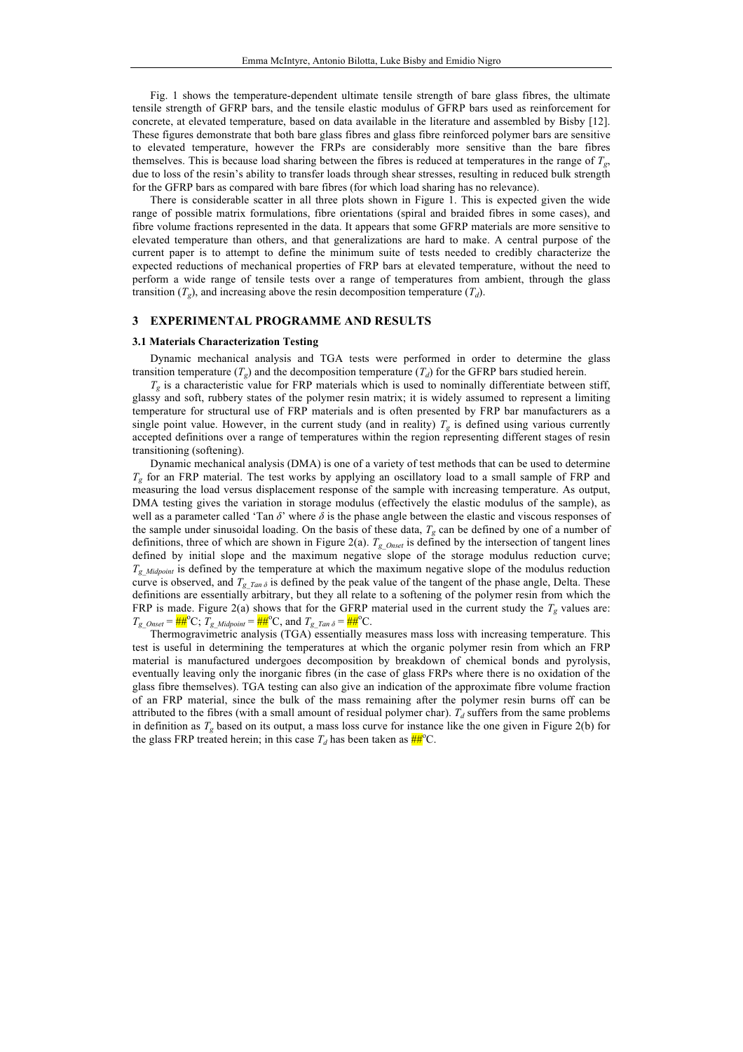Fig. 1 shows the temperature-dependent ultimate tensile strength of bare glass fibres, the ultimate tensile strength of GFRP bars, and the tensile elastic modulus of GFRP bars used as reinforcement for concrete, at elevated temperature, based on data available in the literature and assembled by Bisby [12]. These figures demonstrate that both bare glass fibres and glass fibre reinforced polymer bars are sensitive to elevated temperature, however the FRPs are considerably more sensitive than the bare fibres themselves. This is because load sharing between the fibres is reduced at temperatures in the range of $T_g$, due to loss of the resin's ability to transfer loads through shear stresses, resulting in reduced bulk strength for the GFRP bars as compared with bare fibres (for which load sharing has no relevance).

There is considerable scatter in all three plots shown in Figure 1. This is expected given the wide range of possible matrix formulations, fibre orientations (spiral and braided fibres in some cases), and fibre volume fractions represented in the data. It appears that some GFRP materials are more sensitive to elevated temperature than others, and that generalizations are hard to make. A central purpose of the current paper is to attempt to define the minimum suite of tests needed to credibly characterize the expected reductions of mechanical properties of FRP bars at elevated temperature, without the need to perform a wide range of tensile tests over a range of temperatures from ambient, through the glass transition ($T_g$), and increasing above the resin decomposition temperature ($T_d$).

## 3 EXPERIMENTAL PROGRAMME AND RESULTS

### 3.1 Materials Characterization Testing

Dynamic mechanical analysis and TGA tests were performed in order to determine the glass transition temperature ($T_g$) and the decomposition temperature ($T_d$) for the GFRP bars studied herein.

$T_g$ is a characteristic value for FRP materials which is used to nominally differentiate between stiff, glassy and soft, rubbery states of the polymer resin matrix; it is widely assumed to represent a limiting temperature for structural use of FRP materials and is often presented by FRP bar manufacturers as a single point value. However, in the current study (and in reality) $T_g$ is defined using various currently accepted definitions over a range of temperatures within the region representing different stages of resin transitioning (softening).

Dynamic mechanical analysis (DMA) is one of a variety of test methods that can be used to determine $T_g$ for an FRP material. The test works by applying an oscillatory load to a small sample of FRP and measuring the load versus displacement response of the sample with increasing temperature. As output, DMA testing gives the variation in storage modulus (effectively the elastic modulus of the sample), as well as a parameter called 'Tan $\delta$' where $\delta$ is the phase angle between the elastic and viscous responses of the sample under sinusoidal loading. On the basis of these data, $T_g$ can be defined by one of a number of definitions, three of which are shown in Figure 2(a). $T_{g\_Onset}$ is defined by the intersection of tangent lines defined by initial slope and the maximum negative slope of the storage modulus reduction curve; $T_{g\_Midpoint}$ is defined by the temperature at which the maximum negative slope of the modulus reduction curve is observed, and $T_{g\_Tan\,\delta}$ is defined by the peak value of the tangent of the phase angle, Delta. These definitions are essentially arbitrary, but they all relate to a softening of the polymer resin from which the FRP is made. Figure 2(a) shows that for the GFRP material used in the current study the $T_g$ values are: $T_{g\_Onset}$ = ##°C; $T_{g\_Midpoint}$ = ##°C, and $T_{g\_Tan\,\delta}$ = ##°C.

Thermogravimetric analysis (TGA) essentially measures mass loss with increasing temperature. This test is useful in determining the temperatures at which the organic polymer resin from which an FRP material is manufactured undergoes decomposition by breakdown of chemical bonds and pyrolysis, eventually leaving only the inorganic fibres (in the case of glass FRPs where there is no oxidation of the glass fibre themselves). TGA testing can also give an indication of the approximate fibre volume fraction of an FRP material, since the bulk of the mass remaining after the polymer resin burns off can be attributed to the fibres (with a small amount of residual polymer char). $T_d$ suffers from the same problems in definition as $T_g$ based on its output, a mass loss curve for instance like the one given in Figure 2(b) for the glass FRP treated herein; in this case $T_d$ has been taken as ##°C.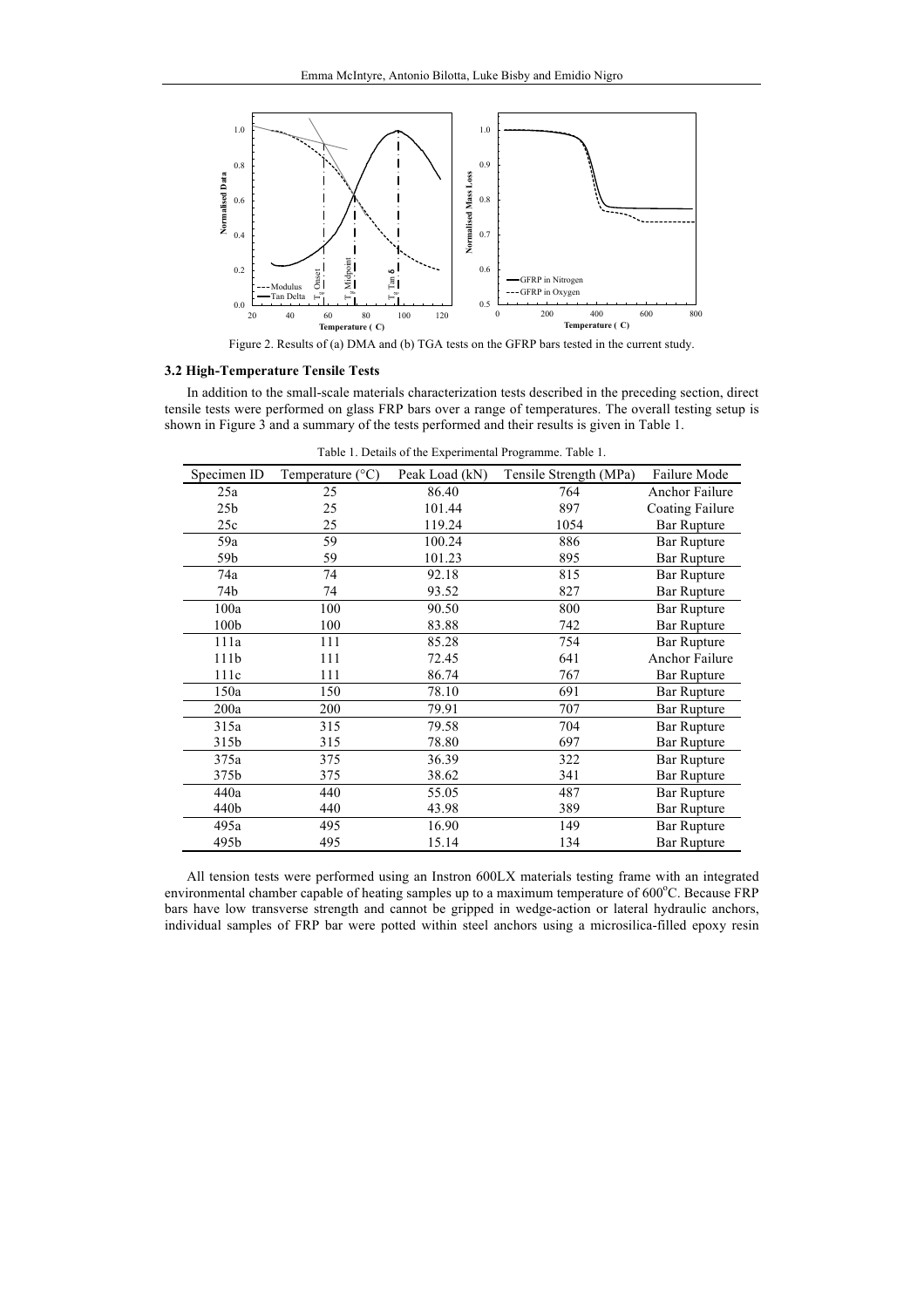Figure 2. Results of (a) DMA and (b) TGA tests on the GFRP bars tested in the current study.

### 3.2 High-Temperature Tensile Tests

In addition to the small-scale materials characterization tests described in the preceding section, direct tensile tests were performed on glass FRP bars over a range of temperatures. The overall testing setup is shown in Figure 3 and a summary of the tests performed and their results is given in Table 1.

Table 1. Details of the Experimental Programme. Table 1.

| Specimen ID | Temperature (°C) | Peak Load (kN) | Tensile Strength (MPa) | Failure Mode |
|---|---|---|---|---|
| 25a | 25 | 86.40 | 764 | Anchor Failure |
| 25b | 25 | 101.44 | 897 | Coating Failure |
| 25c | 25 | 119.24 | 1054 | Bar Rupture |
| 59a | 59 | 100.24 | 886 | Bar Rupture |
| 59b | 59 | 101.23 | 895 | Bar Rupture |
| 74a | 74 | 92.18 | 815 | Bar Rupture |
| 74b | 74 | 93.52 | 827 | Bar Rupture |
| 100a | 100 | 90.50 | 800 | Bar Rupture |
| 100b | 100 | 83.88 | 742 | Bar Rupture |
| 111a | 111 | 85.28 | 754 | Bar Rupture |
| 111b | 111 | 72.45 | 641 | Anchor Failure |
| 111c | 111 | 86.74 | 767 | Bar Rupture |
| 150a | 150 | 78.10 | 691 | Bar Rupture |
| 200a | 200 | 79.91 | 707 | Bar Rupture |
| 315a | 315 | 79.58 | 704 | Bar Rupture |
| 315b | 315 | 78.80 | 697 | Bar Rupture |
| 375a | 375 | 36.39 | 322 | Bar Rupture |
| 375b | 375 | 38.62 | 341 | Bar Rupture |
| 440a | 440 | 55.05 | 487 | Bar Rupture |
| 440b | 440 | 43.98 | 389 | Bar Rupture |
| 495a | 495 | 16.90 | 149 | Bar Rupture |
| 495b | 495 | 15.14 | 134 | Bar Rupture |

All tension tests were performed using an Instron 600LX materials testing frame with an integrated environmental chamber capable of heating samples up to a maximum temperature of 600°C. Because FRP bars have low transverse strength and cannot be gripped in wedge-action or lateral hydraulic anchors, individual samples of FRP bar were potted within steel anchors using a microsilica-filled epoxy resin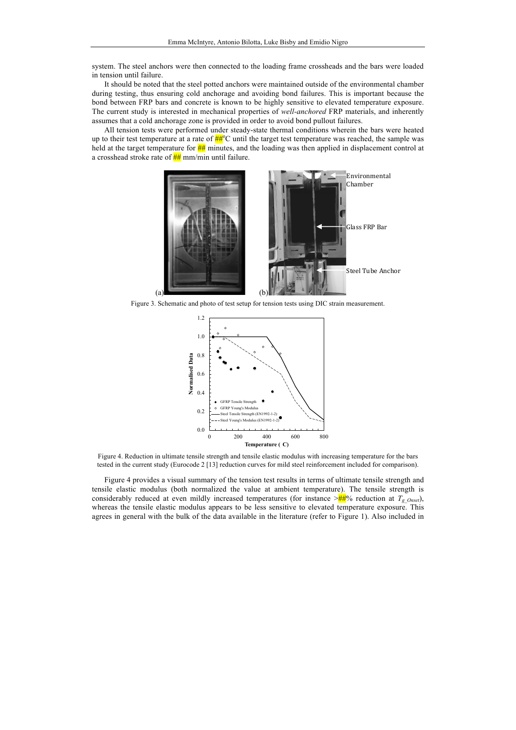system. The steel anchors were then connected to the loading frame crossheads and the bars were loaded in tension until failure.

It should be noted that the steel potted anchors were maintained outside of the environmental chamber during testing, thus ensuring cold anchorage and avoiding bond failures. This is important because the bond between FRP bars and concrete is known to be highly sensitive to elevated temperature exposure. The current study is interested in mechanical properties of *well-anchored* FRP materials, and inherently assumes that a cold anchorage zone is provided in order to avoid bond pullout failures.

All tension tests were performed under steady-state thermal conditions wherein the bars were heated up to their test temperature at a rate of ##°C until the target test temperature was reached, the sample was held at the target temperature for ## minutes, and the loading was then applied in displacement control at a crosshead stroke rate of ## mm/min until failure.

Figure 3. Schematic and photo of test setup for tension tests using DIC strain measurement.

Figure 4. Reduction in ultimate tensile strength and tensile elastic modulus with increasing temperature for the bars tested in the current study (Eurocode 2 [13] reduction curves for mild steel reinforcement included for comparison).

Figure 4 provides a visual summary of the tension test results in terms of ultimate tensile strength and tensile elastic modulus (both normalized the value at ambient temperature). The tensile strength is considerably reduced at even mildly increased temperatures (for instance >##% reduction at $T_{g\_Onset}$), whereas the tensile elastic modulus appears to be less sensitive to elevated temperature exposure. This agrees in general with the bulk of the data available in the literature (refer to Figure 1). Also included in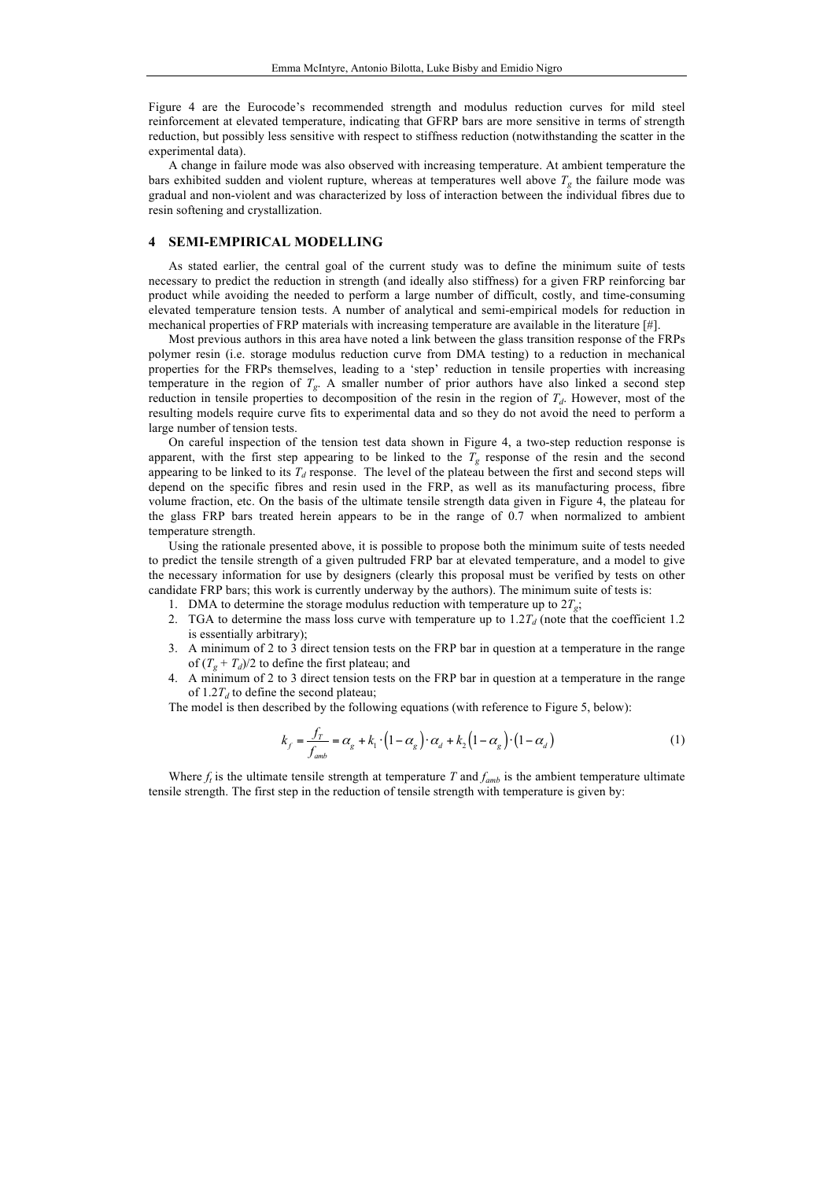Figure 4 are the Eurocode's recommended strength and modulus reduction curves for mild steel reinforcement at elevated temperature, indicating that GFRP bars are more sensitive in terms of strength reduction, but possibly less sensitive with respect to stiffness reduction (notwithstanding the scatter in the experimental data).

A change in failure mode was also observed with increasing temperature. At ambient temperature the bars exhibited sudden and violent rupture, whereas at temperatures well above $T_g$ the failure mode was gradual and non-violent and was characterized by loss of interaction between the individual fibres due to resin softening and crystallization.

## 4 SEMI-EMPIRICAL MODELLING

As stated earlier, the central goal of the current study was to define the minimum suite of tests necessary to predict the reduction in strength (and ideally also stiffness) for a given FRP reinforcing bar product while avoiding the needed to perform a large number of difficult, costly, and time-consuming elevated temperature tension tests. A number of analytical and semi-empirical models for reduction in mechanical properties of FRP materials with increasing temperature are available in the literature [#].

Most previous authors in this area have noted a link between the glass transition response of the FRPs polymer resin (i.e. storage modulus reduction curve from DMA testing) to a reduction in mechanical properties for the FRPs themselves, leading to a 'step' reduction in tensile properties with increasing temperature in the region of $T_g$. A smaller number of prior authors have also linked a second step reduction in tensile properties to decomposition of the resin in the region of $T_d$. However, most of the resulting models require curve fits to experimental data and so they do not avoid the need to perform a large number of tension tests.

On careful inspection of the tension test data shown in Figure 4, a two-step reduction response is apparent, with the first step appearing to be linked to the $T_g$ response of the resin and the second appearing to be linked to its $T_d$ response. The level of the plateau between the first and second steps will depend on the specific fibres and resin used in the FRP, as well as its manufacturing process, fibre volume fraction, etc. On the basis of the ultimate tensile strength data given in Figure 4, the plateau for the glass FRP bars treated herein appears to be in the range of 0.7 when normalized to ambient temperature strength.

Using the rationale presented above, it is possible to propose both the minimum suite of tests needed to predict the tensile strength of a given pultruded FRP bar at elevated temperature, and a model to give the necessary information for use by designers (clearly this proposal must be verified by tests on other candidate FRP bars; this work is currently underway by the authors). The minimum suite of tests is:

1. DMA to determine the storage modulus reduction with temperature up to $2T_g$;
2. TGA to determine the mass loss curve with temperature up to $1.2T_d$ (note that the coefficient 1.2 is essentially arbitrary);
3. A minimum of 2 to 3 direct tension tests on the FRP bar in question at a temperature in the range of $(T_g + T_d)/2$ to define the first plateau; and
4. A minimum of 2 to 3 direct tension tests on the FRP bar in question at a temperature in the range of $1.2T_d$ to define the second plateau;

The model is then described by the following equations (with reference to Figure 5, below):

$$k_f = \frac{f_T}{f_{amb}} = \alpha_g + k_1 \cdot \left(1 - \alpha_g\right) \cdot \alpha_d + k_2 \left(1 - \alpha_g\right) \cdot \left(1 - \alpha_d\right) \tag{1}$$

Where $f_t$ is the ultimate tensile strength at temperature $T$ and $f_{amb}$ is the ambient temperature ultimate tensile strength. The first step in the reduction of tensile strength with temperature is given by: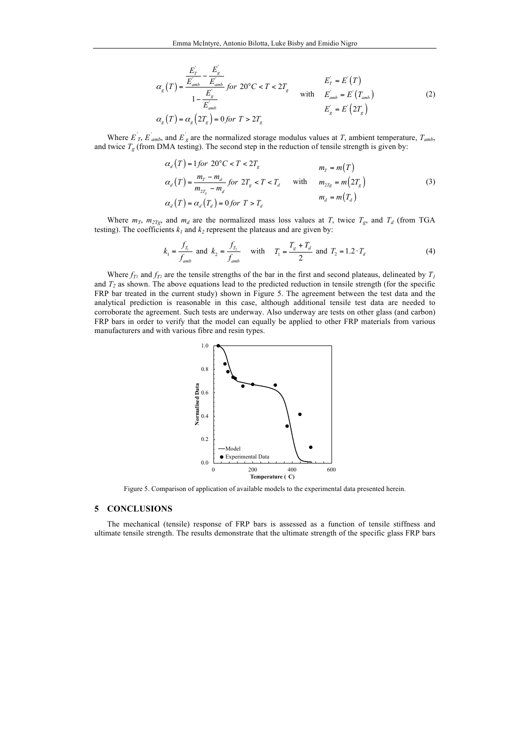$$\alpha_g(T) = \frac{\frac{E_T^{'}}{E_{amb}^{'}} - \frac{E_g^{'}}{E_{amb}^{'}}}{1 - \frac{E_g^{'}}{E_{amb}^{'}}} \; for \; 20°C < T < 2T_g \qquad \text{with} \qquad \begin{aligned} E_T^{'} &= E^{'}(T) \\ E_{amb}^{'} &= E^{'}(T_{amb}) \\ E_g^{'} &= E^{'}(2T_g) \end{aligned} \tag{2}$$

$$\alpha_g(T) = \alpha_g(2T_g) = 0 \; for \; T > 2T_g$$

Where $E^{'}_T$, $E^{'}_{amb}$, and $E^{'}_g$ are the normalized storage modulus values at $T$, ambient temperature, $T_{amb}$, and twice $T_g$ (from DMA testing). The second step in the reduction of tensile strength is given by:

$$\begin{aligned} &\alpha_d(T) = 1 \; for \; 20°C < T < 2T_g \\ &\alpha_d(T) = \frac{m_T - m_d}{m_{2T_g} - m_d} \; for \; 2T_g < T < T_d \\ &\alpha_d(T) = \alpha_d(T_d) = 0 \; for \; T > T_d \end{aligned} \qquad \text{with} \qquad \begin{aligned} m_T &= m(T) \\ m_{2Tg} &= m(2T_g) \\ m_d &= m(T_d) \end{aligned} \tag{3}$$

Where $m_T$, $m_{2Tg}$, and $m_d$ are the normalized mass loss values at $T$, twice $T_g$, and $T_d$ (from TGA testing). The coefficients $k_1$ and $k_2$ represent the plateaus and are given by:

$$k_1 = \frac{f_{T_1}}{f_{amb}} \text{ and } k_2 = \frac{f_{T_2}}{f_{amb}} \quad \text{with} \quad T_1 = \frac{T_g + T_d}{2} \text{ and } T_2 = 1.2 \cdot T_d \tag{4}$$

Where $f_{T1}$ and $f_{T2}$ are the tensile strengths of the bar in the first and second plateaus, delineated by $T_1$ and $T_2$ as shown. The above equations lead to the predicted reduction in tensile strength (for the specific FRP bar treated in the current study) shown in Figure 5. The agreement between the test data and the analytical prediction is reasonable in this case, although additional tensile test data are needed to corroborate the agreement. Such tests are underway. Also underway are tests on other glass (and carbon) FRP bars in order to verify that the model can equally be applied to other FRP materials from various manufacturers and with various fibre and resin types.

Figure 5. Comparison of application of available models to the experimental data presented herein.

## 5 CONCLUSIONS

The mechanical (tensile) response of FRP bars is assessed as a function of tensile stiffness and ultimate tensile strength. The results demonstrate that the ultimate strength of the specific glass FRP bars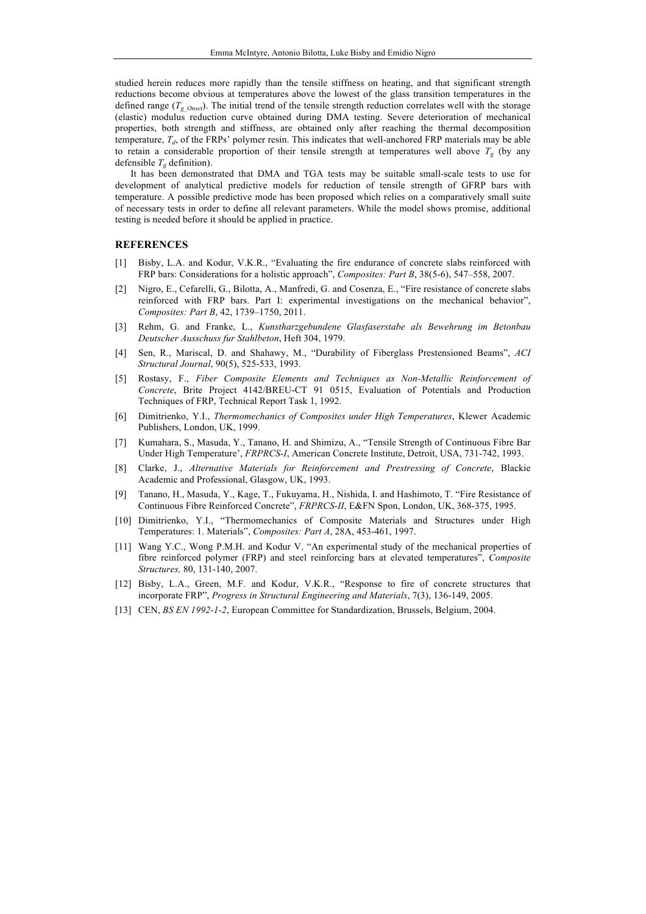studied herein reduces more rapidly than the tensile stiffness on heating, and that significant strength reductions become obvious at temperatures above the lowest of the glass transition temperatures in the defined range ($T_{g\_Onset}$). The initial trend of the tensile strength reduction correlates well with the storage (elastic) modulus reduction curve obtained during DMA testing. Severe deterioration of mechanical properties, both strength and stiffness, are obtained only after reaching the thermal decomposition temperature, $T_d$, of the FRPs' polymer resin. This indicates that well-anchored FRP materials may be able to retain a considerable proportion of their tensile strength at temperatures well above $T_g$ (by any defensible $T_g$ definition).

It has been demonstrated that DMA and TGA tests may be suitable small-scale tests to use for development of analytical predictive models for reduction of tensile strength of GFRP bars with temperature. A possible predictive mode has been proposed which relies on a comparatively small suite of necessary tests in order to define all relevant parameters. While the model shows promise, additional testing is needed before it should be applied in practice.

## REFERENCES

[1] Bisby, L.A. and Kodur, V.K.R., "Evaluating the fire endurance of concrete slabs reinforced with FRP bars: Considerations for a holistic approach", *Composites: Part B*, 38(5-6), 547–558, 2007.

[2] Nigro, E., Cefarelli, G., Bilotta, A., Manfredi, G. and Cosenza, E., "Fire resistance of concrete slabs reinforced with FRP bars. Part I: experimental investigations on the mechanical behavior", *Composites: Part B*, 42, 1739–1750, 2011.

[3] Rehm, G. and Franke, L., *Kunstharzgebundene Glasfaserstabe als Bewehrung im Betonbau Deutscher Ausschuss fur Stahlbeton*, Heft 304, 1979.

[4] Sen, R., Mariscal, D. and Shahawy, M., "Durability of Fiberglass Prestensioned Beams", *ACI Structural Journal*, 90(5), 525-533, 1993.

[5] Rostasy, F., *Fiber Composite Elements and Techniques as Non-Metallic Reinforcement of Concrete*, Brite Project 4142/BREU-CT 91 0515, Evaluation of Potentials and Production Techniques of FRP, Technical Report Task 1, 1992.

[6] Dimitrienko, Y.I., *Thermomechanics of Composites under High Temperatures*, Klewer Academic Publishers, London, UK, 1999.

[7] Kumahara, S., Masuda, Y., Tanano, H. and Shimizu, A., "Tensile Strength of Continuous Fibre Bar Under High Temperature', *FRPRCS-I*, American Concrete Institute, Detroit, USA, 731-742, 1993.

[8] Clarke, J., *Alternative Materials for Reinforcement and Prestressing of Concrete*, Blackie Academic and Professional, Glasgow, UK, 1993.

[9] Tanano, H., Masuda, Y., Kage, T., Fukuyama, H., Nishida, I. and Hashimoto, T. "Fire Resistance of Continuous Fibre Reinforced Concrete", *FRPRCS-II*, E&FN Spon, London, UK, 368-375, 1995.

[10] Dimitrienko, Y.I., "Thermomechanics of Composite Materials and Structures under High Temperatures: 1. Materials", *Composites: Part A*, 28A, 453-461, 1997.

[11] Wang Y.C., Wong P.M.H. and Kodur V. "An experimental study of the mechanical properties of fibre reinforced polymer (FRP) and steel reinforcing bars at elevated temperatures", *Composite Structures,* 80, 131-140, 2007.

[12] Bisby, L.A., Green, M.F. and Kodur, V.K.R., "Response to fire of concrete structures that incorporate FRP", *Progress in Structural Engineering and Materials*, 7(3), 136-149, 2005.

[13] CEN, *BS EN 1992-1-2*, European Committee for Standardization, Brussels, Belgium, 2004.